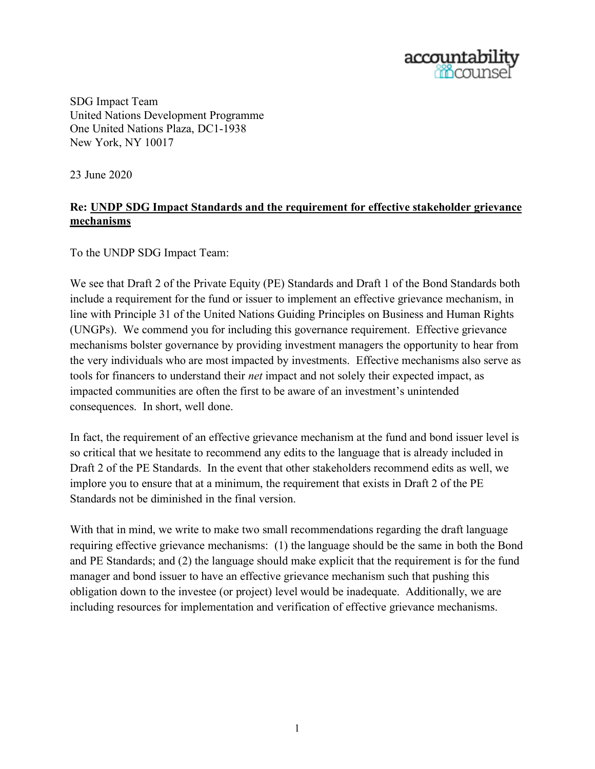accountability counsel

SDG Impact Team
United Nations Development Programme
One United Nations Plaza, DC1-1938
New York, NY 10017

23 June 2020

**Re: <u>UNDP SDG Impact Standards and the requirement for effective stakeholder grievance mechanisms</u>**

To the UNDP SDG Impact Team:

We see that Draft 2 of the Private Equity (PE) Standards and Draft 1 of the Bond Standards both include a requirement for the fund or issuer to implement an effective grievance mechanism, in line with Principle 31 of the United Nations Guiding Principles on Business and Human Rights (UNGPs). We commend you for including this governance requirement. Effective grievance mechanisms bolster governance by providing investment managers the opportunity to hear from the very individuals who are most impacted by investments. Effective mechanisms also serve as tools for financers to understand their *net* impact and not solely their expected impact, as impacted communities are often the first to be aware of an investment's unintended consequences. In short, well done.

In fact, the requirement of an effective grievance mechanism at the fund and bond issuer level is so critical that we hesitate to recommend any edits to the language that is already included in Draft 2 of the PE Standards. In the event that other stakeholders recommend edits as well, we implore you to ensure that at a minimum, the requirement that exists in Draft 2 of the PE Standards not be diminished in the final version.

With that in mind, we write to make two small recommendations regarding the draft language requiring effective grievance mechanisms: (1) the language should be the same in both the Bond and PE Standards; and (2) the language should make explicit that the requirement is for the fund manager and bond issuer to have an effective grievance mechanism such that pushing this obligation down to the investee (or project) level would be inadequate. Additionally, we are including resources for implementation and verification of effective grievance mechanisms.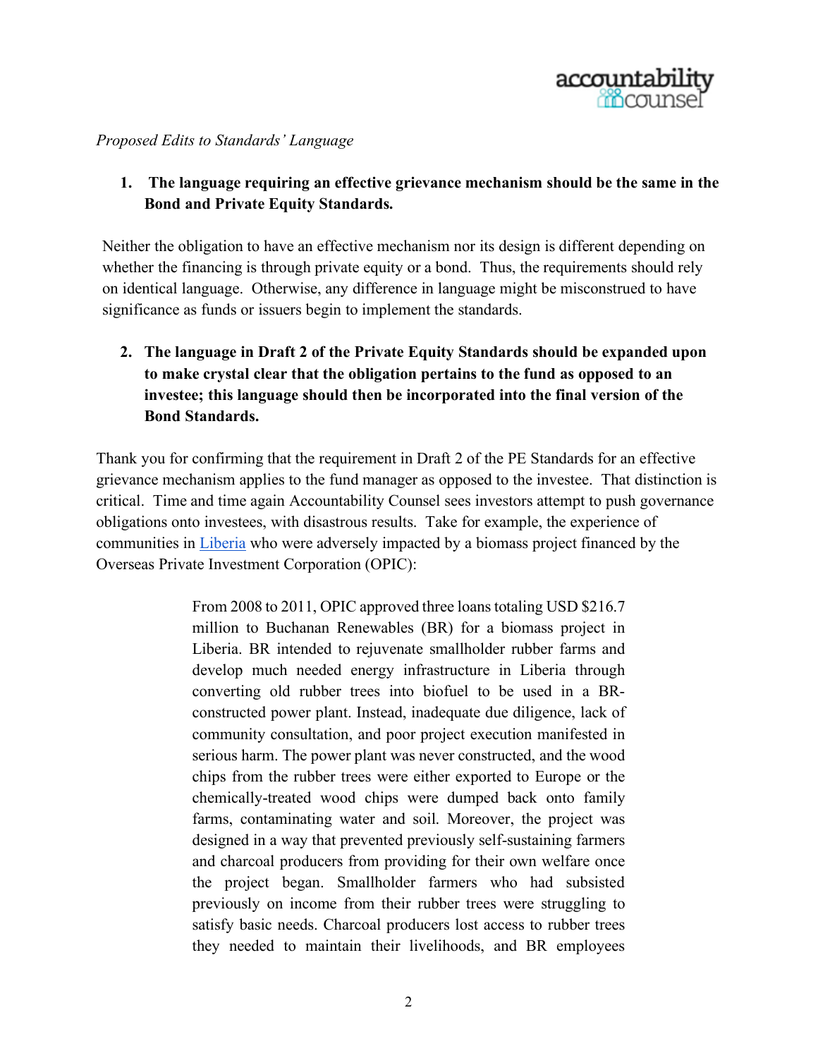*Proposed Edits to Standards' Language*

1. **The language requiring an effective grievance mechanism should be the same in the Bond and Private Equity Standards.**

Neither the obligation to have an effective mechanism nor its design is different depending on whether the financing is through private equity or a bond. Thus, the requirements should rely on identical language. Otherwise, any difference in language might be misconstrued to have significance as funds or issuers begin to implement the standards.

2. **The language in Draft 2 of the Private Equity Standards should be expanded upon to make crystal clear that the obligation pertains to the fund as opposed to an investee; this language should then be incorporated into the final version of the Bond Standards.**

Thank you for confirming that the requirement in Draft 2 of the PE Standards for an effective grievance mechanism applies to the fund manager as opposed to the investee. That distinction is critical. Time and time again Accountability Counsel sees investors attempt to push governance obligations onto investees, with disastrous results. Take for example, the experience of communities in Liberia who were adversely impacted by a biomass project financed by the Overseas Private Investment Corporation (OPIC):

> From 2008 to 2011, OPIC approved three loans totaling USD $216.7 million to Buchanan Renewables (BR) for a biomass project in Liberia. BR intended to rejuvenate smallholder rubber farms and develop much needed energy infrastructure in Liberia through converting old rubber trees into biofuel to be used in a BR-constructed power plant. Instead, inadequate due diligence, lack of community consultation, and poor project execution manifested in serious harm. The power plant was never constructed, and the wood chips from the rubber trees were either exported to Europe or the chemically-treated wood chips were dumped back onto family farms, contaminating water and soil. Moreover, the project was designed in a way that prevented previously self-sustaining farmers and charcoal producers from providing for their own welfare once the project began. Smallholder farmers who had subsisted previously on income from their rubber trees were struggling to satisfy basic needs. Charcoal producers lost access to rubber trees they needed to maintain their livelihoods, and BR employees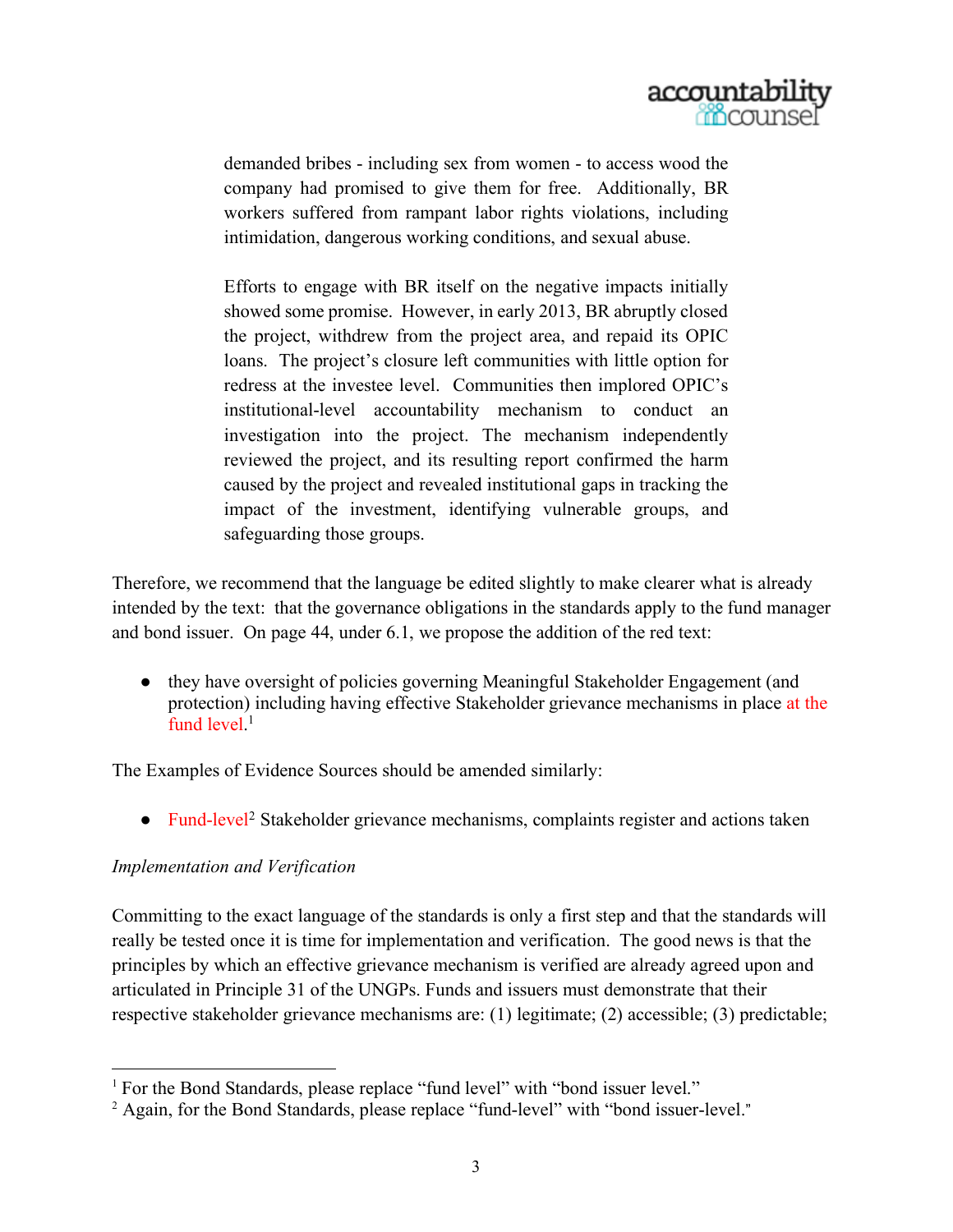> demanded bribes - including sex from women - to access wood the company had promised to give them for free. Additionally, BR workers suffered from rampant labor rights violations, including intimidation, dangerous working conditions, and sexual abuse.
>
> Efforts to engage with BR itself on the negative impacts initially showed some promise. However, in early 2013, BR abruptly closed the project, withdrew from the project area, and repaid its OPIC loans. The project's closure left communities with little option for redress at the investee level. Communities then implored OPIC's institutional-level accountability mechanism to conduct an investigation into the project. The mechanism independently reviewed the project, and its resulting report confirmed the harm caused by the project and revealed institutional gaps in tracking the impact of the investment, identifying vulnerable groups, and safeguarding those groups.

Therefore, we recommend that the language be edited slightly to make clearer what is already intended by the text: that the governance obligations in the standards apply to the fund manager and bond issuer. On page 44, under 6.1, we propose the addition of the red text:

- they have oversight of policies governing Meaningful Stakeholder Engagement (and protection) including having effective Stakeholder grievance mechanisms in place at the fund level.[1]

The Examples of Evidence Sources should be amended similarly:

- Fund-level[2] Stakeholder grievance mechanisms, complaints register and actions taken

*Implementation and Verification*

Committing to the exact language of the standards is only a first step and that the standards will really be tested once it is time for implementation and verification. The good news is that the principles by which an effective grievance mechanism is verified are already agreed upon and articulated in Principle 31 of the UNGPs. Funds and issuers must demonstrate that their respective stakeholder grievance mechanisms are: (1) legitimate; (2) accessible; (3) predictable;

---

[1] For the Bond Standards, please replace "fund level" with "bond issuer level."

[2] Again, for the Bond Standards, please replace "fund-level" with "bond issuer-level."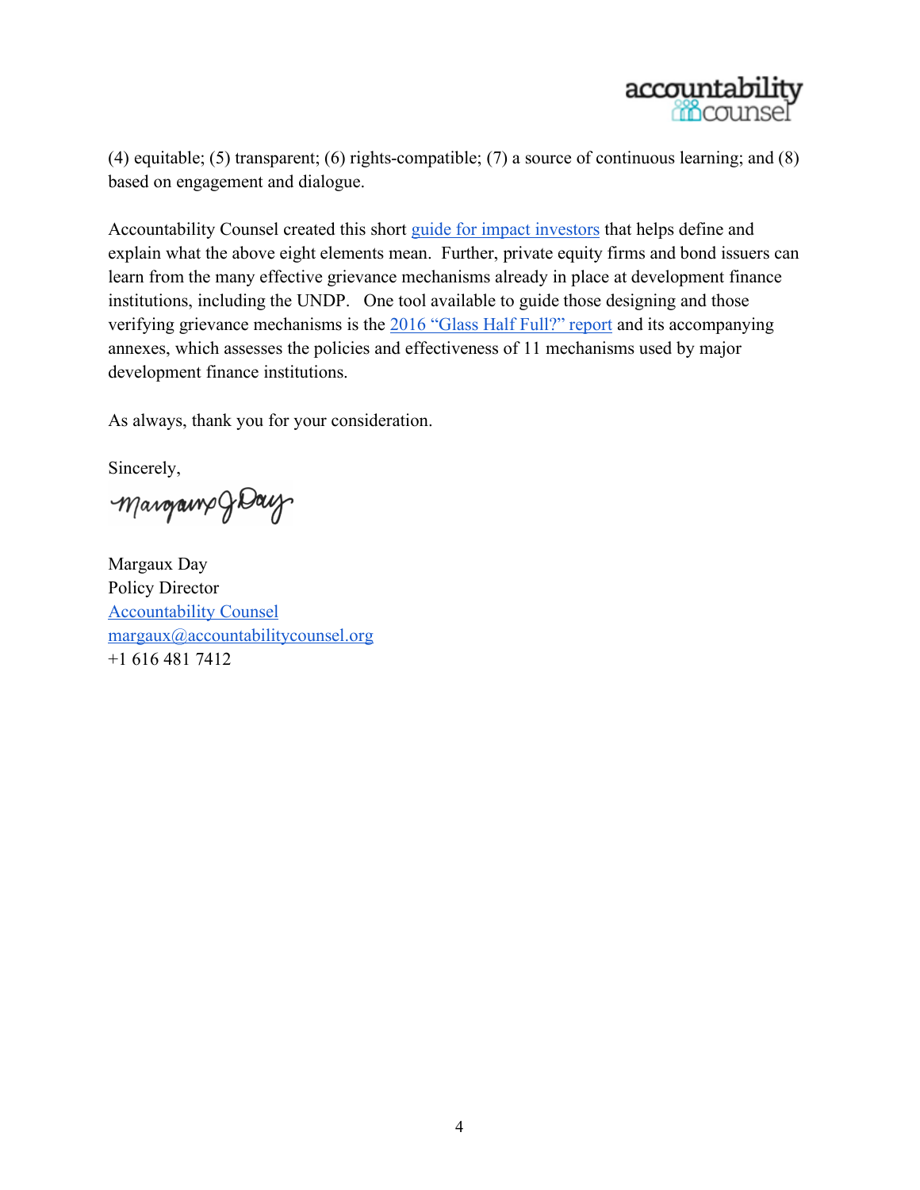(4) equitable; (5) transparent; (6) rights-compatible; (7) a source of continuous learning; and (8) based on engagement and dialogue.

Accountability Counsel created this short guide for impact investors that helps define and explain what the above eight elements mean. Further, private equity firms and bond issuers can learn from the many effective grievance mechanisms already in place at development finance institutions, including the UNDP. One tool available to guide those designing and those verifying grievance mechanisms is the 2016 "Glass Half Full?" report and its accompanying annexes, which assesses the policies and effectiveness of 11 mechanisms used by major development finance institutions.

As always, thank you for your consideration.

Sincerely,

Margaux Day
Policy Director
Accountability Counsel
margaux@accountabilitycounsel.org
+1 616 481 7412